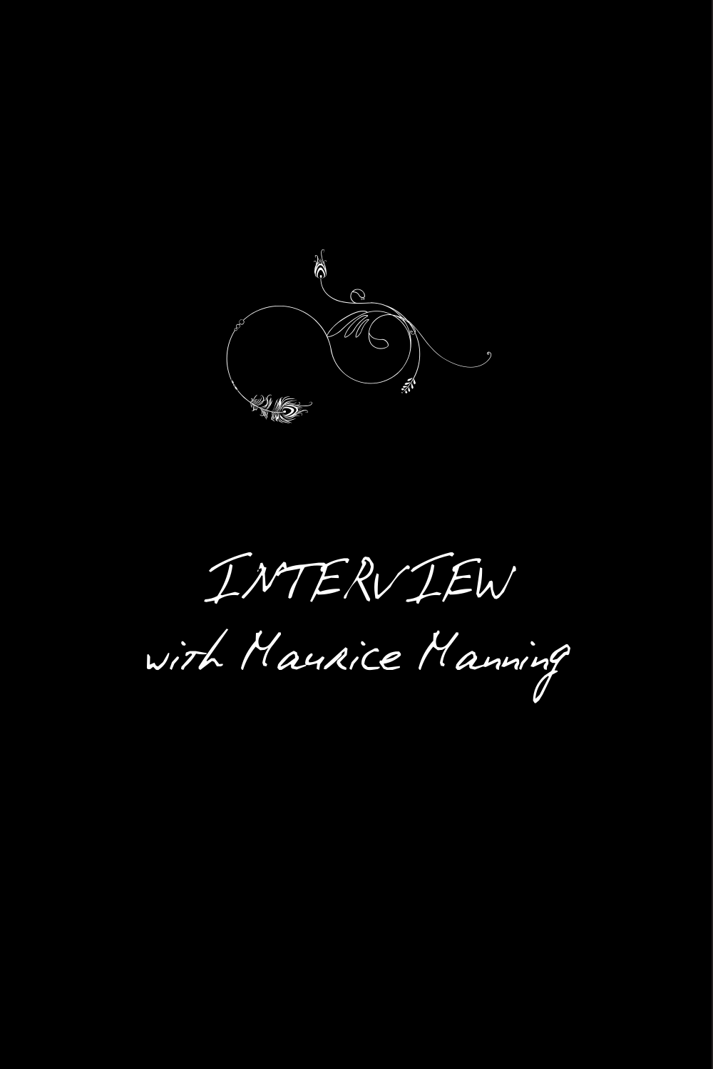# INTERVIEW

with Maurice Manning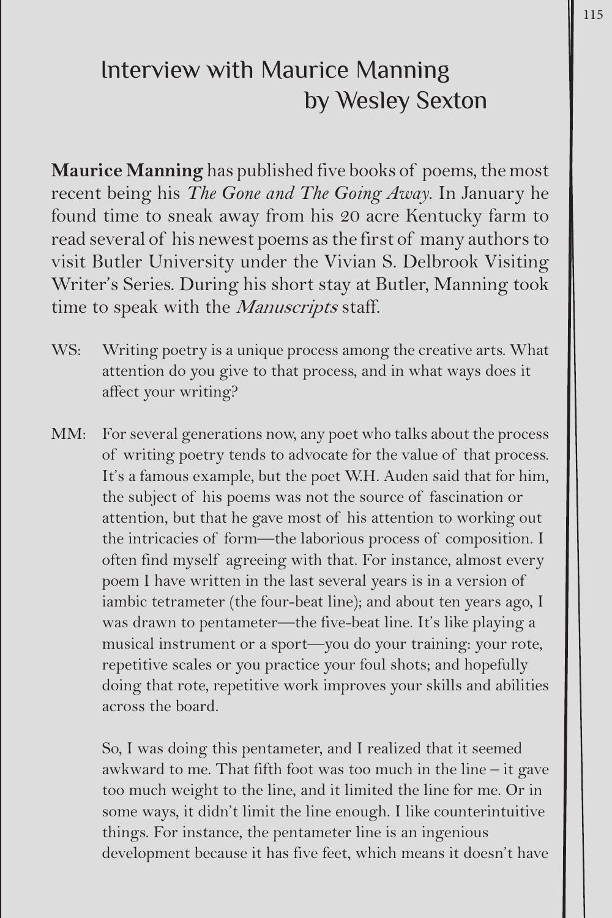# Interview with Maurice Manning by Wesley Sexton

**Maurice Manning** has published five books of poems, the most recent being his *The Gone and The Going Away*. In January he found time to sneak away from his 20 acre Kentucky farm to read several of his newest poems as the first of many authors to visit Butler University under the Vivian S. Delbrook Visiting Writer's Series. During his short stay at Butler, Manning took time to speak with the *Manuscripts* staff.

WS: Writing poetry is a unique process among the creative arts. What attention do you give to that process, and in what ways does it affect your writing?

MM: For several generations now, any poet who talks about the process of writing poetry tends to advocate for the value of that process. It's a famous example, but the poet W.H. Auden said that for him, the subject of his poems was not the source of fascination or attention, but that he gave most of his attention to working out the intricacies of form—the laborious process of composition. I often find myself agreeing with that. For instance, almost every poem I have written in the last several years is in a version of iambic tetrameter (the four-beat line); and about ten years ago, I was drawn to pentameter—the five-beat line. It's like playing a musical instrument or a sport—you do your training: your rote, repetitive scales or you practice your foul shots; and hopefully doing that rote, repetitive work improves your skills and abilities across the board.

So, I was doing this pentameter, and I realized that it seemed awkward to me. That fifth foot was too much in the line – it gave too much weight to the line, and it limited the line for me. Or in some ways, it didn't limit the line enough. I like counterintuitive things. For instance, the pentameter line is an ingenious development because it has five feet, which means it doesn't have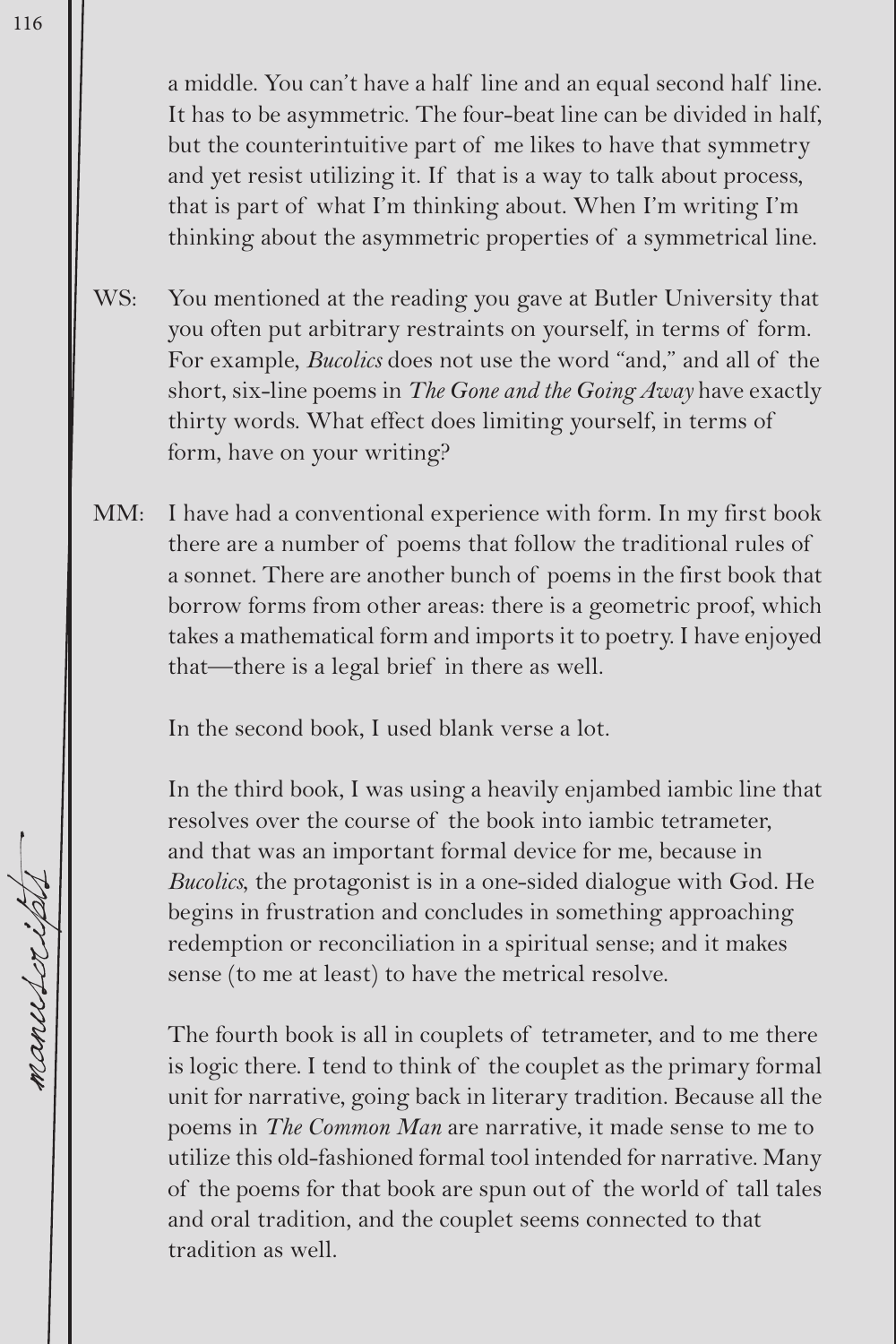a middle. You can't have a half line and an equal second half line. It has to be asymmetric. The four-beat line can be divided in half, but the counterintuitive part of me likes to have that symmetry and yet resist utilizing it. If that is a way to talk about process, that is part of what I'm thinking about. When I'm writing I'm thinking about the asymmetric properties of a symmetrical line.

WS: You mentioned at the reading you gave at Butler University that you often put arbitrary restraints on yourself, in terms of form. For example, *Bucolics* does not use the word "and," and all of the short, six-line poems in *The Gone and the Going Away* have exactly thirty words. What effect does limiting yourself, in terms of form, have on your writing?

MM: I have had a conventional experience with form. In my first book there are a number of poems that follow the traditional rules of a sonnet. There are another bunch of poems in the first book that borrow forms from other areas: there is a geometric proof, which takes a mathematical form and imports it to poetry. I have enjoyed that—there is a legal brief in there as well.

In the second book, I used blank verse a lot.

In the third book, I was using a heavily enjambed iambic line that resolves over the course of the book into iambic tetrameter, and that was an important formal device for me, because in *Bucolics,* the protagonist is in a one-sided dialogue with God. He begins in frustration and concludes in something approaching redemption or reconciliation in a spiritual sense; and it makes sense (to me at least) to have the metrical resolve.

The fourth book is all in couplets of tetrameter, and to me there is logic there. I tend to think of the couplet as the primary formal unit for narrative, going back in literary tradition. Because all the poems in *The Common Man* are narrative, it made sense to me to utilize this old-fashioned formal tool intended for narrative. Many of the poems for that book are spun out of the world of tall tales and oral tradition, and the couplet seems connected to that tradition as well.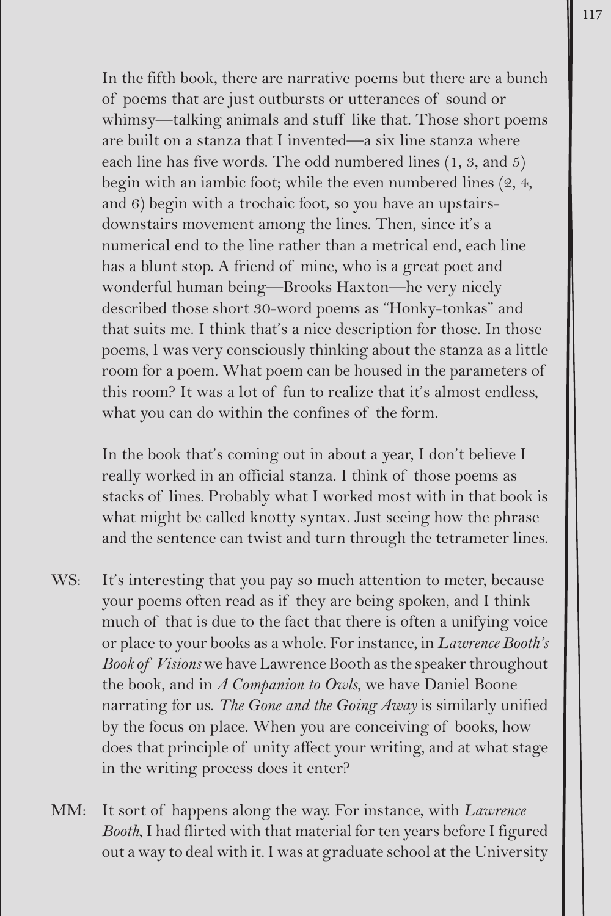In the fifth book, there are narrative poems but there are a bunch of poems that are just outbursts or utterances of sound or whimsy—talking animals and stuff like that. Those short poems are built on a stanza that I invented—a six line stanza where each line has five words. The odd numbered lines (1, 3, and 5) begin with an iambic foot; while the even numbered lines (2, 4, and 6) begin with a trochaic foot, so you have an upstairs-downstairs movement among the lines. Then, since it's a numerical end to the line rather than a metrical end, each line has a blunt stop. A friend of mine, who is a great poet and wonderful human being—Brooks Haxton—he very nicely described those short 30-word poems as "Honky-tonkas" and that suits me. I think that's a nice description for those. In those poems, I was very consciously thinking about the stanza as a little room for a poem. What poem can be housed in the parameters of this room? It was a lot of fun to realize that it's almost endless, what you can do within the confines of the form.

In the book that's coming out in about a year, I don't believe I really worked in an official stanza. I think of those poems as stacks of lines. Probably what I worked most with in that book is what might be called knotty syntax. Just seeing how the phrase and the sentence can twist and turn through the tetrameter lines.

WS: It's interesting that you pay so much attention to meter, because your poems often read as if they are being spoken, and I think much of that is due to the fact that there is often a unifying voice or place to your books as a whole. For instance, in *Lawrence Booth's Book of Visions* we have Lawrence Booth as the speaker throughout the book, and in *A Companion to Owls*, we have Daniel Boone narrating for us. *The Gone and the Going Away* is similarly unified by the focus on place. When you are conceiving of books, how does that principle of unity affect your writing, and at what stage in the writing process does it enter?

MM: It sort of happens along the way. For instance, with *Lawrence Booth*, I had flirted with that material for ten years before I figured out a way to deal with it. I was at graduate school at the University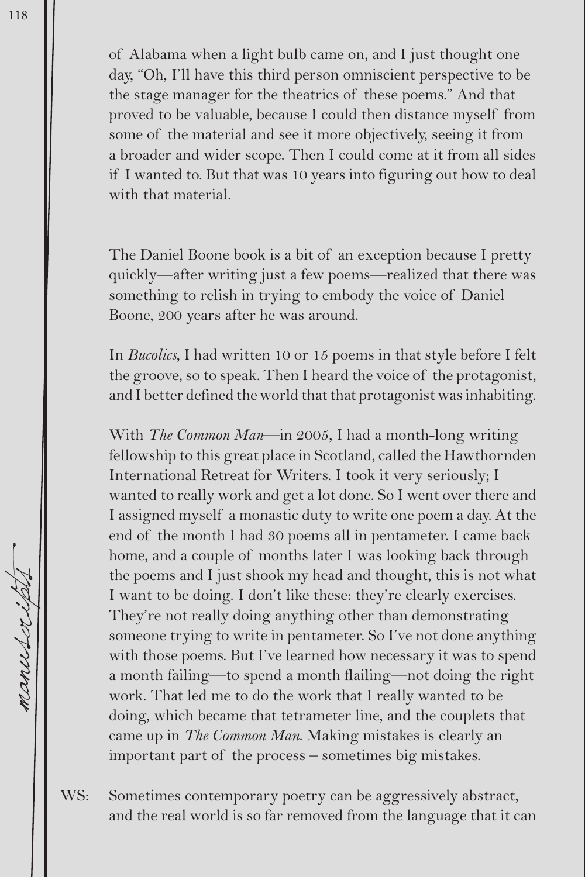of Alabama when a light bulb came on, and I just thought one day, "Oh, I'll have this third person omniscient perspective to be the stage manager for the theatrics of these poems." And that proved to be valuable, because I could then distance myself from some of the material and see it more objectively, seeing it from a broader and wider scope. Then I could come at it from all sides if I wanted to. But that was 10 years into figuring out how to deal with that material.

The Daniel Boone book is a bit of an exception because I pretty quickly—after writing just a few poems—realized that there was something to relish in trying to embody the voice of Daniel Boone, 200 years after he was around.

In *Bucolics*, I had written 10 or 15 poems in that style before I felt the groove, so to speak. Then I heard the voice of the protagonist, and I better defined the world that that protagonist was inhabiting.

With *The Common Man*—in 2005, I had a month-long writing fellowship to this great place in Scotland, called the Hawthornden International Retreat for Writers. I took it very seriously; I wanted to really work and get a lot done. So I went over there and I assigned myself a monastic duty to write one poem a day. At the end of the month I had 30 poems all in pentameter. I came back home, and a couple of months later I was looking back through the poems and I just shook my head and thought, this is not what I want to be doing. I don't like these: they're clearly exercises. They're not really doing anything other than demonstrating someone trying to write in pentameter. So I've not done anything with those poems. But I've learned how necessary it was to spend a month failing—to spend a month flailing—not doing the right work. That led me to do the work that I really wanted to be doing, which became that tetrameter line, and the couplets that came up in *The Common Man*. Making mistakes is clearly an important part of the process – sometimes big mistakes.

WS: Sometimes contemporary poetry can be aggressively abstract, and the real world is so far removed from the language that it can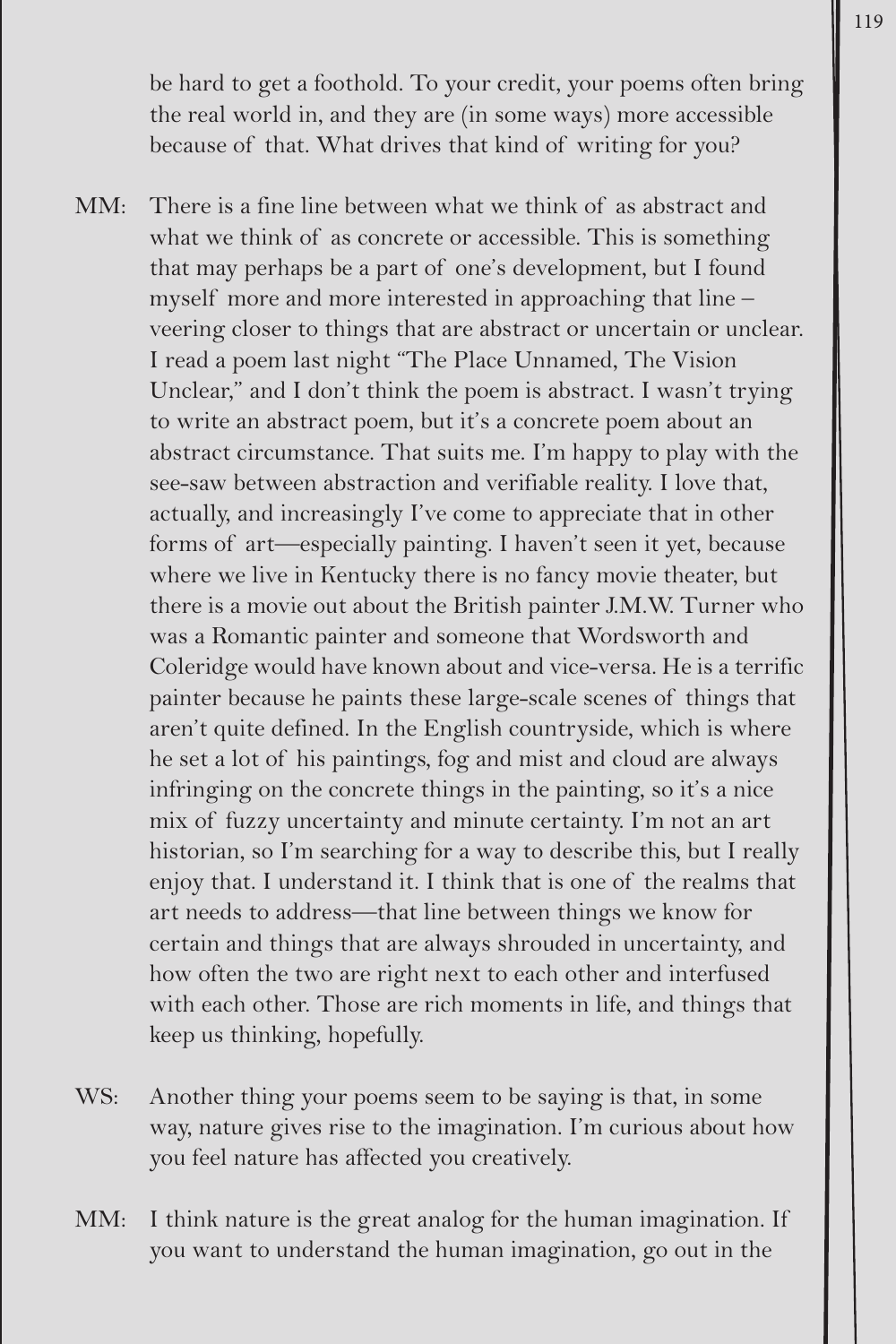be hard to get a foothold. To your credit, your poems often bring the real world in, and they are (in some ways) more accessible because of that. What drives that kind of writing for you?

MM: There is a fine line between what we think of as abstract and what we think of as concrete or accessible. This is something that may perhaps be a part of one's development, but I found myself more and more interested in approaching that line – veering closer to things that are abstract or uncertain or unclear. I read a poem last night "The Place Unnamed, The Vision Unclear," and I don't think the poem is abstract. I wasn't trying to write an abstract poem, but it's a concrete poem about an abstract circumstance. That suits me. I'm happy to play with the see-saw between abstraction and verifiable reality. I love that, actually, and increasingly I've come to appreciate that in other forms of art—especially painting. I haven't seen it yet, because where we live in Kentucky there is no fancy movie theater, but there is a movie out about the British painter J.M.W. Turner who was a Romantic painter and someone that Wordsworth and Coleridge would have known about and vice-versa. He is a terrific painter because he paints these large-scale scenes of things that aren't quite defined. In the English countryside, which is where he set a lot of his paintings, fog and mist and cloud are always infringing on the concrete things in the painting, so it's a nice mix of fuzzy uncertainty and minute certainty. I'm not an art historian, so I'm searching for a way to describe this, but I really enjoy that. I understand it. I think that is one of the realms that art needs to address—that line between things we know for certain and things that are always shrouded in uncertainty, and how often the two are right next to each other and interfused with each other. Those are rich moments in life, and things that keep us thinking, hopefully.

WS: Another thing your poems seem to be saying is that, in some way, nature gives rise to the imagination. I'm curious about how you feel nature has affected you creatively.

MM: I think nature is the great analog for the human imagination. If you want to understand the human imagination, go out in the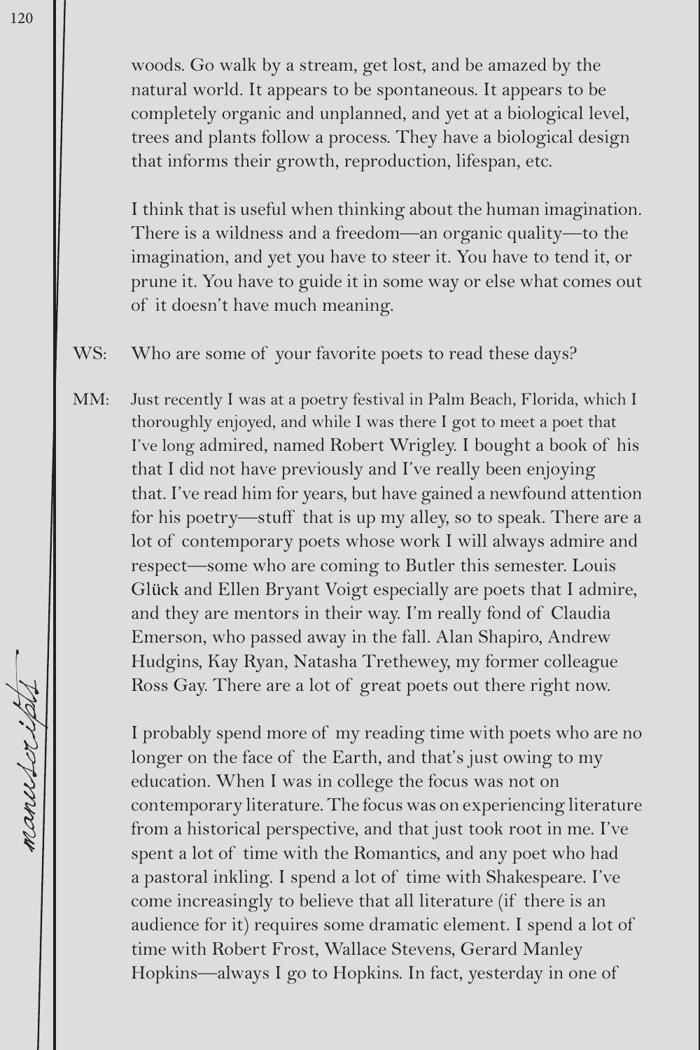woods. Go walk by a stream, get lost, and be amazed by the natural world. It appears to be spontaneous. It appears to be completely organic and unplanned, and yet at a biological level, trees and plants follow a process. They have a biological design that informs their growth, reproduction, lifespan, etc.

I think that is useful when thinking about the human imagination. There is a wildness and a freedom—an organic quality—to the imagination, and yet you have to steer it. You have to tend it, or prune it. You have to guide it in some way or else what comes out of it doesn't have much meaning.

WS: Who are some of your favorite poets to read these days?

MM: Just recently I was at a poetry festival in Palm Beach, Florida, which I thoroughly enjoyed, and while I was there I got to meet a poet that I've long admired, named Robert Wrigley. I bought a book of his that I did not have previously and I've really been enjoying that. I've read him for years, but have gained a newfound attention for his poetry—stuff that is up my alley, so to speak. There are a lot of contemporary poets whose work I will always admire and respect—some who are coming to Butler this semester. Louis Glück and Ellen Bryant Voigt especially are poets that I admire, and they are mentors in their way. I'm really fond of Claudia Emerson, who passed away in the fall. Alan Shapiro, Andrew Hudgins, Kay Ryan, Natasha Trethewey, my former colleague Ross Gay. There are a lot of great poets out there right now.

I probably spend more of my reading time with poets who are no longer on the face of the Earth, and that's just owing to my education. When I was in college the focus was not on contemporary literature. The focus was on experiencing literature from a historical perspective, and that just took root in me. I've spent a lot of time with the Romantics, and any poet who had a pastoral inkling. I spend a lot of time with Shakespeare. I've come increasingly to believe that all literature (if there is an audience for it) requires some dramatic element. I spend a lot of time with Robert Frost, Wallace Stevens, Gerard Manley Hopkins—always I go to Hopkins. In fact, yesterday in one of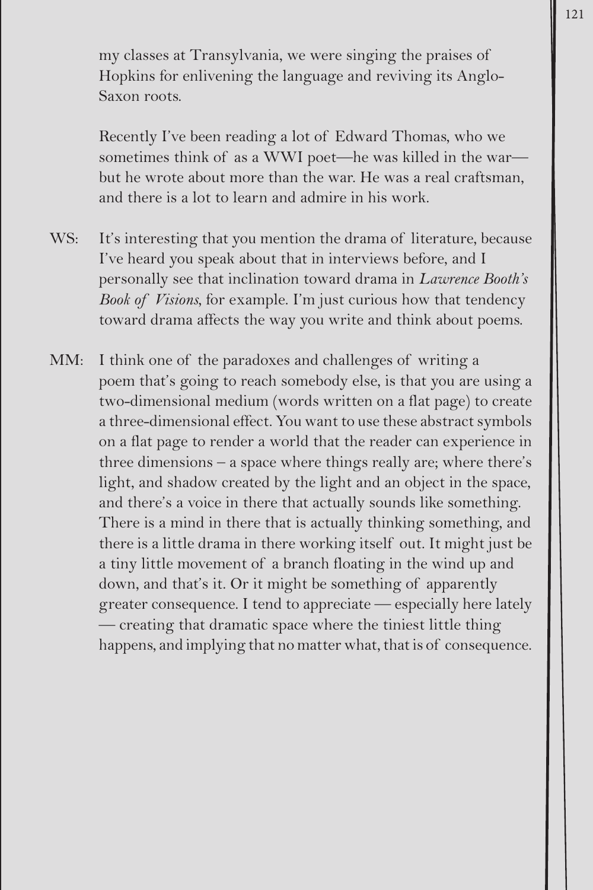my classes at Transylvania, we were singing the praises of Hopkins for enlivening the language and reviving its Anglo-Saxon roots.

Recently I've been reading a lot of Edward Thomas, who we sometimes think of as a WWI poet—he was killed in the war—but he wrote about more than the war. He was a real craftsman, and there is a lot to learn and admire in his work.

WS: It's interesting that you mention the drama of literature, because I've heard you speak about that in interviews before, and I personally see that inclination toward drama in *Lawrence Booth's Book of Visions*, for example. I'm just curious how that tendency toward drama affects the way you write and think about poems.

MM: I think one of the paradoxes and challenges of writing a poem that's going to reach somebody else, is that you are using a two-dimensional medium (words written on a flat page) to create a three-dimensional effect. You want to use these abstract symbols on a flat page to render a world that the reader can experience in three dimensions – a space where things really are; where there's light, and shadow created by the light and an object in the space, and there's a voice in there that actually sounds like something. There is a mind in there that is actually thinking something, and there is a little drama in there working itself out. It might just be a tiny little movement of a branch floating in the wind up and down, and that's it. Or it might be something of apparently greater consequence. I tend to appreciate — especially here lately — creating that dramatic space where the tiniest little thing happens, and implying that no matter what, that is of consequence.